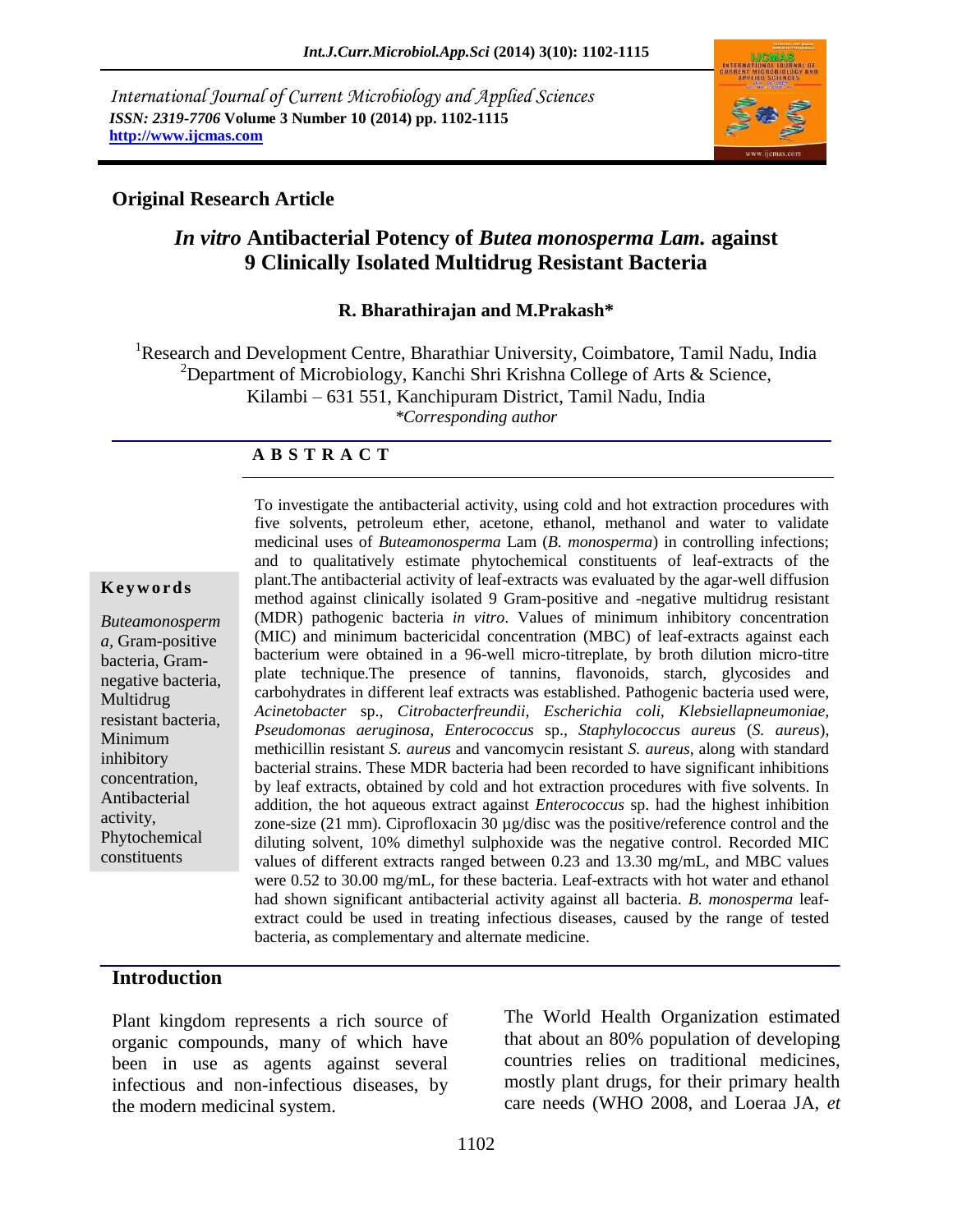*International Journal of Current Microbiology and Applied Sciences*
*ISSN: 2319-7706* **Volume 3 Number 10 (2014) pp. 1102-1115**
**http://www.ijcmas.com**

## Original Research Article

# *In vitro* Antibacterial Potency of *Butea monosperma Lam.* against 9 Clinically Isolated Multidrug Resistant Bacteria

**R. Bharathirajan and M.Prakash***

[1]Research and Development Centre, Bharathiar University, Coimbatore, Tamil Nadu, India
[2]Department of Microbiology, Kanchi Shri Krishna College of Arts & Science, Kilambi – 631 551, Kanchipuram District, Tamil Nadu, India
*\*Corresponding author*

### A B S T R A C T

**Keywords**

*Buteamonosperma*, Gram-positive bacteria, Gram-negative bacteria, Multidrug resistant bacteria, Minimum inhibitory concentration, Antibacterial activity, Phytochemical constituents

To investigate the antibacterial activity, using cold and hot extraction procedures with five solvents, petroleum ether, acetone, ethanol, methanol and water to validate medicinal uses of *Buteamonosperma* Lam (*B. monosperma*) in controlling infections; and to qualitatively estimate phytochemical constituents of leaf-extracts of the plant.The antibacterial activity of leaf-extracts was evaluated by the agar-well diffusion method against clinically isolated 9 Gram-positive and -negative multidrug resistant (MDR) pathogenic bacteria *in vitro*. Values of minimum inhibitory concentration (MIC) and minimum bactericidal concentration (MBC) of leaf-extracts against each bacterium were obtained in a 96-well micro-titreplate, by broth dilution micro-titre plate technique.The presence of tannins, flavonoids, starch, glycosides and carbohydrates in different leaf extracts was established. Pathogenic bacteria used were, *Acinetobacter* sp., *Citrobacterfreundii, Escherichia coli, Klebsiellapneumoniae, Pseudomonas aeruginosa, Enterococcus* sp., *Staphylococcus aureus* (*S. aureus*), methicillin resistant *S. aureus* and vancomycin resistant *S. aureus*, along with standard bacterial strains. These MDR bacteria had been recorded to have significant inhibitions by leaf extracts, obtained by cold and hot extraction procedures with five solvents. In addition, the hot aqueous extract against *Enterococcus* sp. had the highest inhibition zone-size (21 mm). Ciprofloxacin 30 µg/disc was the positive/reference control and the diluting solvent, 10% dimethyl sulphoxide was the negative control. Recorded MIC values of different extracts ranged between 0.23 and 13.30 mg/mL, and MBC values were 0.52 to 30.00 mg/mL, for these bacteria. Leaf-extracts with hot water and ethanol had shown significant antibacterial activity against all bacteria. *B. monosperma* leaf-extract could be used in treating infectious diseases, caused by the range of tested bacteria, as complementary and alternate medicine.

## Introduction

Plant kingdom represents a rich source of organic compounds, many of which have been in use as agents against several infectious and non-infectious diseases, by the modern medicinal system.

The World Health Organization estimated that about an 80% population of developing countries relies on traditional medicines, mostly plant drugs, for their primary health care needs (WHO 2008, and Loeraa JA, *et*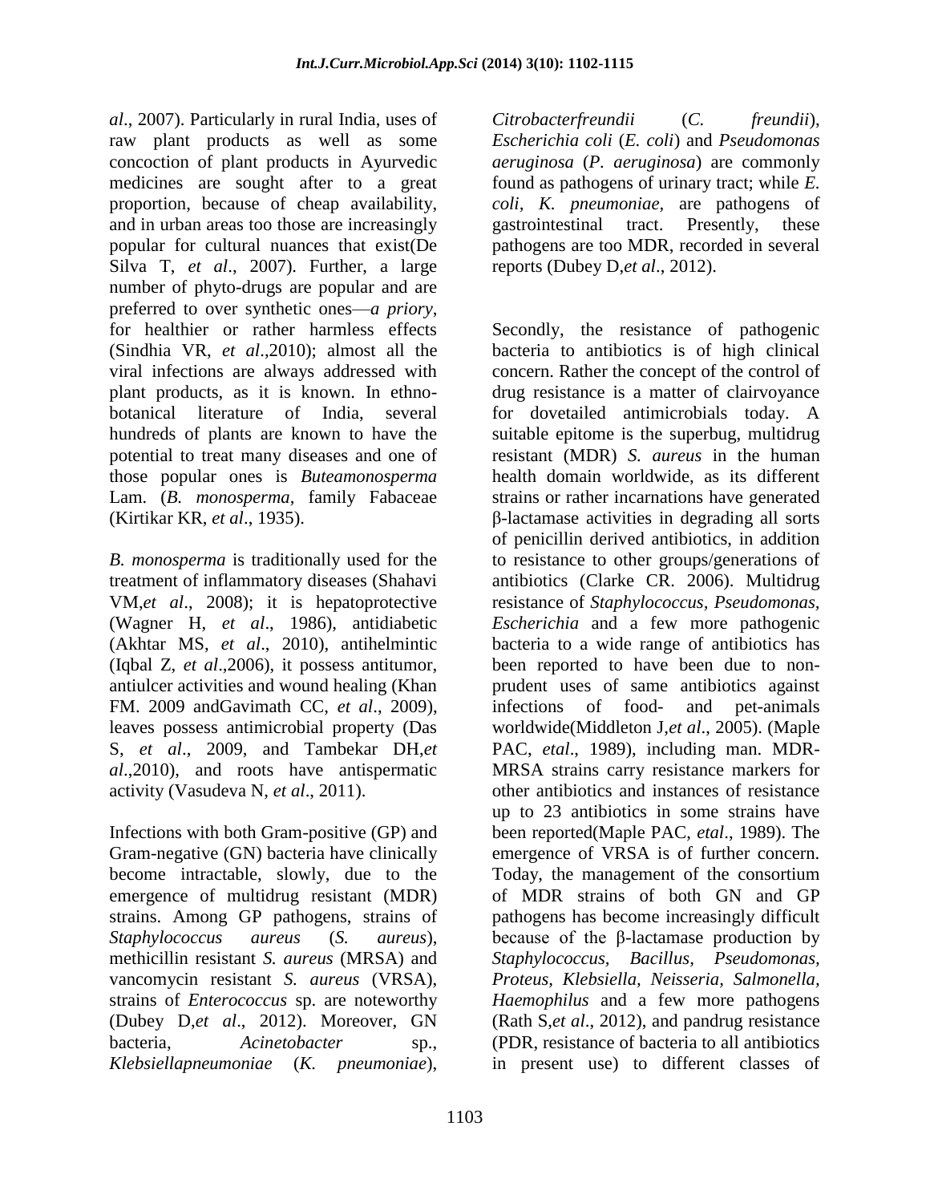*al*., 2007). Particularly in rural India, uses of raw plant products as well as some concoction of plant products in Ayurvedic medicines are sought after to a great proportion, because of cheap availability, and in urban areas too those are increasingly popular for cultural nuances that exist(De Silva T, *et al*., 2007). Further, a large number of phyto-drugs are popular and are preferred to over synthetic ones—*a priory*, for healthier or rather harmless effects (Sindhia VR, *et al*.,2010); almost all the viral infections are always addressed with plant products, as it is known. In ethno-botanical literature of India, several hundreds of plants are known to have the potential to treat many diseases and one of those popular ones is *Buteamonosperma* Lam. (*B. monosperma*, family Fabaceae (Kirtikar KR, *et al*., 1935).

*B. monosperma* is traditionally used for the treatment of inflammatory diseases (Shahavi VM,*et al*., 2008); it is hepatoprotective (Wagner H, *et al*., 1986), antidiabetic (Akhtar MS, *et al*., 2010), antihelmintic (Iqbal Z, *et al*.,2006), it possess antitumor, antiulcer activities and wound healing (Khan FM. 2009 andGavimath CC, *et al*., 2009), leaves possess antimicrobial property (Das S, *et al*., 2009, and Tambekar DH,*et al*.,2010), and roots have antispermatic activity (Vasudeva N, *et al*., 2011).

Infections with both Gram-positive (GP) and Gram-negative (GN) bacteria have clinically become intractable, slowly, due to the emergence of multidrug resistant (MDR) strains. Among GP pathogens, strains of *Staphylococcus aureus* (*S. aureus*), methicillin resistant *S. aureus* (MRSA) and vancomycin resistant *S. aureus* (VRSA), strains of *Enterococcus* sp. are noteworthy (Dubey D,*et al*., 2012). Moreover, GN bacteria, *Acinetobacter* sp., *Klebsiellapneumoniae* (*K. pneumoniae*), *Citrobacterfreundii* (*C. freundii*), *Escherichia coli* (*E. coli*) and *Pseudomonas aeruginosa* (*P. aeruginosa*) are commonly found as pathogens of urinary tract; while *E. coli*, *K. pneumoniae*, are pathogens of gastrointestinal tract. Presently, these pathogens are too MDR, recorded in several reports (Dubey D,*et al*., 2012).

Secondly, the resistance of pathogenic bacteria to antibiotics is of high clinical concern. Rather the concept of the control of drug resistance is a matter of clairvoyance for dovetailed antimicrobials today. A suitable epitome is the superbug, multidrug resistant (MDR) *S. aureus* in the human health domain worldwide, as its different strains or rather incarnations have generated β-lactamase activities in degrading all sorts of penicillin derived antibiotics, in addition to resistance to other groups/generations of antibiotics (Clarke CR. 2006). Multidrug resistance of *Staphylococcus*, *Pseudomonas*, *Escherichia* and a few more pathogenic bacteria to a wide range of antibiotics has been reported to have been due to non-prudent uses of same antibiotics against infections of food- and pet-animals worldwide(Middleton J,*et al*., 2005). (Maple PAC, *etal*., 1989), including man. MDR-MRSA strains carry resistance markers for other antibiotics and instances of resistance up to 23 antibiotics in some strains have been reported(Maple PAC, *etal*., 1989). The emergence of VRSA is of further concern. Today, the management of the consortium of MDR strains of both GN and GP pathogens has become increasingly difficult because of the β-lactamase production by *Staphylococcus, Bacillus, Pseudomonas, Proteus, Klebsiella, Neisseria, Salmonella, Haemophilus* and a few more pathogens (Rath S,*et al*., 2012), and pandrug resistance (PDR, resistance of bacteria to all antibiotics in present use) to different classes of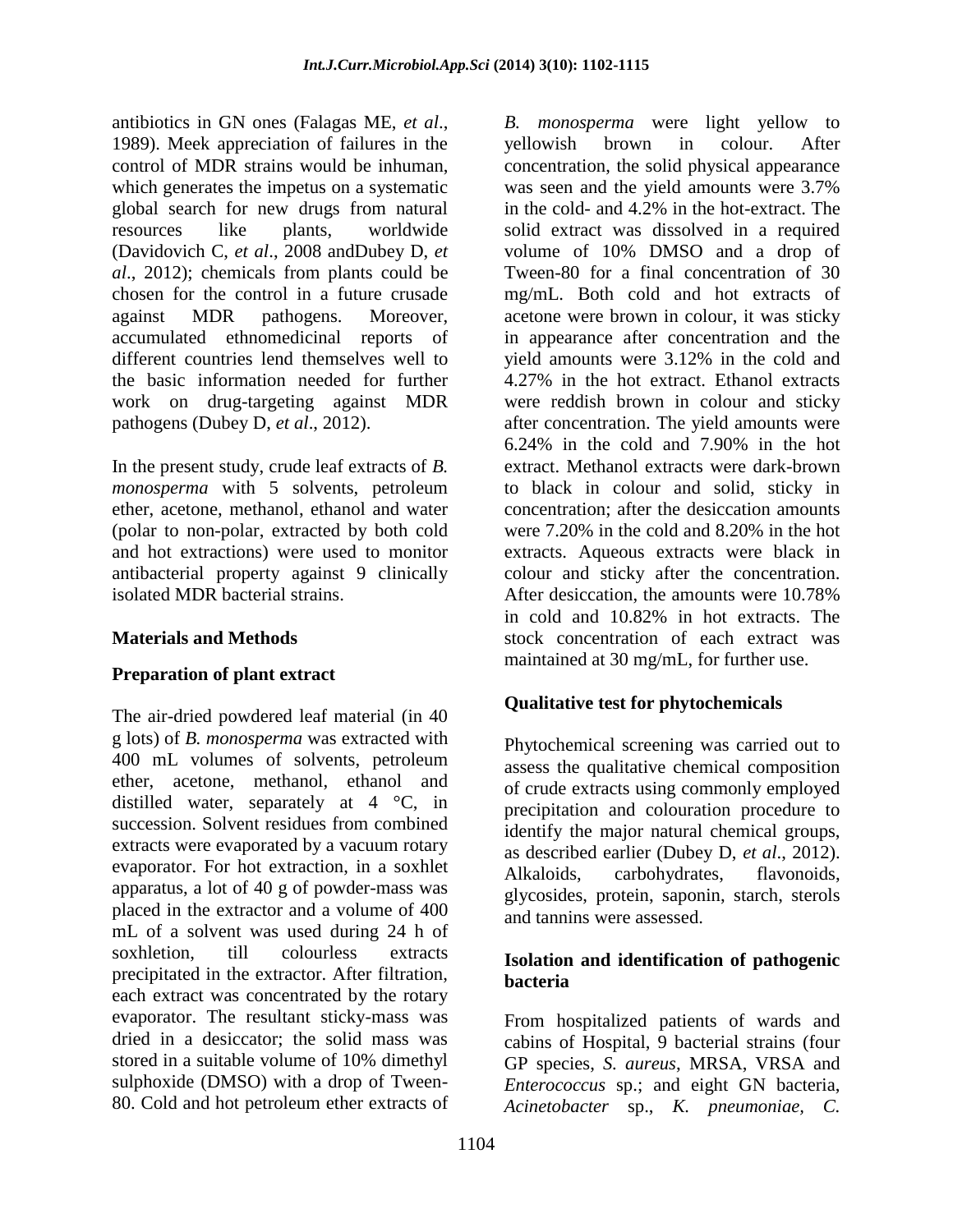antibiotics in GN ones (Falagas ME, *et al*., 1989). Meek appreciation of failures in the control of MDR strains would be inhuman, which generates the impetus on a systematic global search for new drugs from natural resources like plants, worldwide (Davidovich C, *et al*., 2008 andDubey D, *et al*., 2012); chemicals from plants could be chosen for the control in a future crusade against MDR pathogens. Moreover, accumulated ethnomedicinal reports of different countries lend themselves well to the basic information needed for further work on drug-targeting against MDR pathogens (Dubey D, *et al*., 2012).

In the present study, crude leaf extracts of *B. monosperma* with 5 solvents, petroleum ether, acetone, methanol, ethanol and water (polar to non-polar, extracted by both cold and hot extractions) were used to monitor antibacterial property against 9 clinically isolated MDR bacterial strains.

## Materials and Methods

### Preparation of plant extract

The air-dried powdered leaf material (in 40 g lots) of *B. monosperma* was extracted with 400 mL volumes of solvents, petroleum ether, acetone, methanol, ethanol and distilled water, separately at 4 °C, in succession. Solvent residues from combined extracts were evaporated by a vacuum rotary evaporator. For hot extraction, in a soxhlet apparatus, a lot of 40 g of powder-mass was placed in the extractor and a volume of 400 mL of a solvent was used during 24 h of soxhletion, till colourless extracts precipitated in the extractor. After filtration, each extract was concentrated by the rotary evaporator. The resultant sticky-mass was dried in a desiccator; the solid mass was stored in a suitable volume of 10% dimethyl sulphoxide (DMSO) with a drop of Tween-80. Cold and hot petroleum ether extracts of *B. monosperma* were light yellow to yellowish brown in colour. After concentration, the solid physical appearance was seen and the yield amounts were 3.7% in the cold- and 4.2% in the hot-extract. The solid extract was dissolved in a required volume of 10% DMSO and a drop of Tween-80 for a final concentration of 30 mg/mL. Both cold and hot extracts of acetone were brown in colour, it was sticky in appearance after concentration and the yield amounts were 3.12% in the cold and 4.27% in the hot extract. Ethanol extracts were reddish brown in colour and sticky after concentration. The yield amounts were 6.24% in the cold and 7.90% in the hot extract. Methanol extracts were dark-brown to black in colour and solid, sticky in concentration; after the desiccation amounts were 7.20% in the cold and 8.20% in the hot extracts. Aqueous extracts were black in colour and sticky after the concentration. After desiccation, the amounts were 10.78% in cold and 10.82% in hot extracts. The stock concentration of each extract was maintained at 30 mg/mL, for further use.

### Qualitative test for phytochemicals

Phytochemical screening was carried out to assess the qualitative chemical composition of crude extracts using commonly employed precipitation and colouration procedure to identify the major natural chemical groups, as described earlier (Dubey D, *et al*., 2012). Alkaloids, carbohydrates, flavonoids, glycosides, protein, saponin, starch, sterols and tannins were assessed.

### Isolation and identification of pathogenic bacteria

From hospitalized patients of wards and cabins of Hospital, 9 bacterial strains (four GP species, *S. aureus*, MRSA, VRSA and *Enterococcus* sp.; and eight GN bacteria, *Acinetobacter* sp., *K. pneumoniae, C.*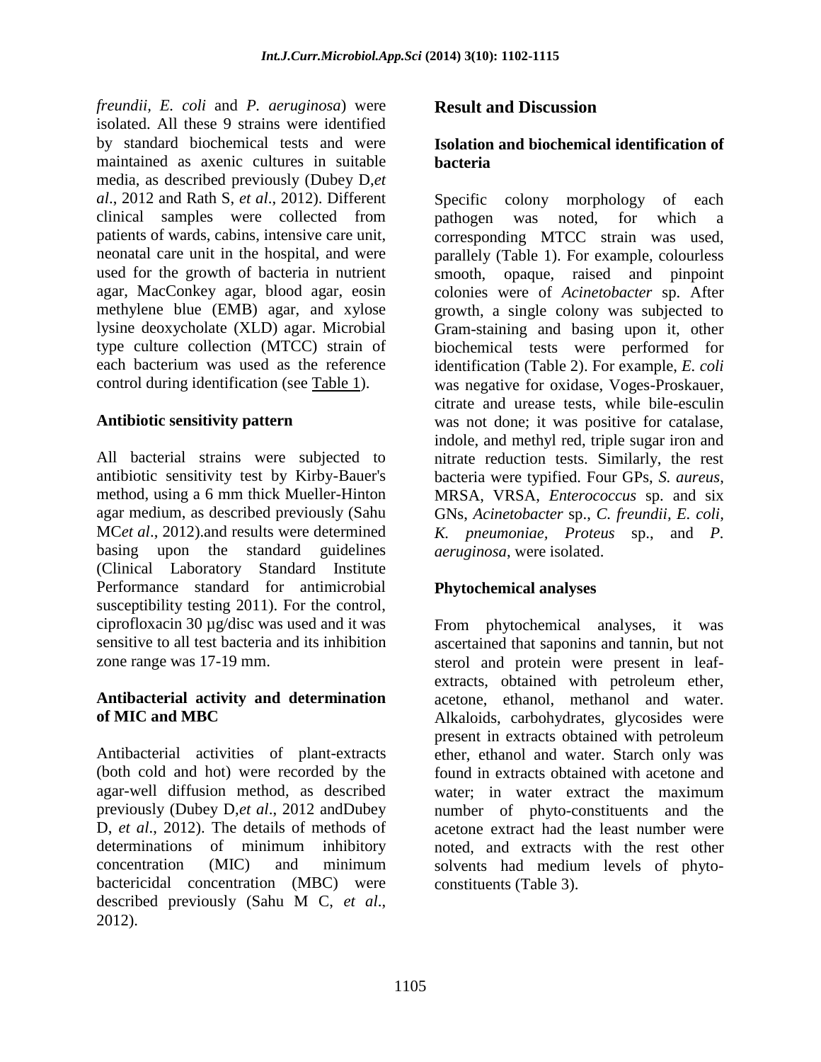*freundii*, *E. coli* and *P. aeruginosa*) were isolated. All these 9 strains were identified by standard biochemical tests and were maintained as axenic cultures in suitable media, as described previously (Dubey D,*et al*., 2012 and Rath S, *et al*., 2012). Different clinical samples were collected from patients of wards, cabins, intensive care unit, neonatal care unit in the hospital, and were used for the growth of bacteria in nutrient agar, MacConkey agar, blood agar, eosin methylene blue (EMB) agar, and xylose lysine deoxycholate (XLD) agar. Microbial type culture collection (MTCC) strain of each bacterium was used as the reference control during identification (see Table 1).

### Antibiotic sensitivity pattern

All bacterial strains were subjected to antibiotic sensitivity test by Kirby-Bauer's method, using a 6 mm thick Mueller-Hinton agar medium, as described previously (Sahu MC*et al*., 2012).and results were determined basing upon the standard guidelines (Clinical Laboratory Standard Institute Performance standard for antimicrobial susceptibility testing 2011). For the control, ciprofloxacin 30 µg/disc was used and it was sensitive to all test bacteria and its inhibition zone range was 17-19 mm.

### Antibacterial activity and determination of MIC and MBC

Antibacterial activities of plant-extracts (both cold and hot) were recorded by the agar-well diffusion method, as described previously (Dubey D,*et al*., 2012 andDubey D, *et al*., 2012). The details of methods of determinations of minimum inhibitory concentration (MIC) and minimum bactericidal concentration (MBC) were described previously (Sahu M C, *et al*., 2012).

## Result and Discussion

### Isolation and biochemical identification of bacteria

Specific colony morphology of each pathogen was noted, for which a corresponding MTCC strain was used, parallely (Table 1). For example, colourless smooth, opaque, raised and pinpoint colonies were of *Acinetobacter* sp. After growth, a single colony was subjected to Gram-staining and basing upon it, other biochemical tests were performed for identification (Table 2). For example, *E. coli* was negative for oxidase, Voges-Proskauer, citrate and urease tests, while bile-esculin was not done; it was positive for catalase, indole, and methyl red, triple sugar iron and nitrate reduction tests. Similarly, the rest bacteria were typified. Four GPs, *S. aureus*, MRSA, VRSA, *Enterococcus* sp. and six GNs, *Acinetobacter* sp., *C. freundii*, *E. coli*, *K. pneumoniae*, *Proteus* sp., and *P. aeruginosa*, were isolated.

### Phytochemical analyses

From phytochemical analyses, it was ascertained that saponins and tannin, but not sterol and protein were present in leaf-extracts, obtained with petroleum ether, acetone, ethanol, methanol and water. Alkaloids, carbohydrates, glycosides were present in extracts obtained with petroleum ether, ethanol and water. Starch only was found in extracts obtained with acetone and water; in water extract the maximum number of phyto-constituents and the acetone extract had the least number were noted, and extracts with the rest other solvents had medium levels of phyto-constituents (Table 3).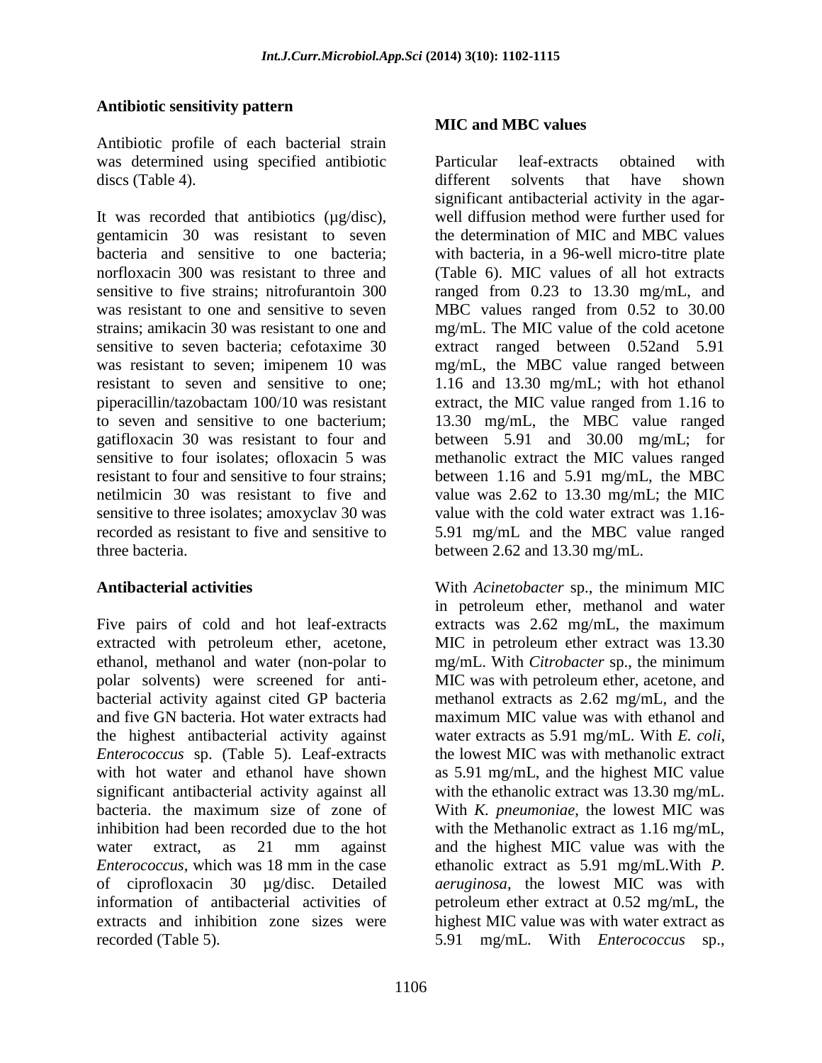## Antibiotic sensitivity pattern

Antibiotic profile of each bacterial strain was determined using specified antibiotic discs (Table 4).

It was recorded that antibiotics (µg/disc), gentamicin 30 was resistant to seven bacteria and sensitive to one bacteria; norfloxacin 300 was resistant to three and sensitive to five strains; nitrofurantoin 300 was resistant to one and sensitive to seven strains; amikacin 30 was resistant to one and sensitive to seven bacteria; cefotaxime 30 was resistant to seven; imipenem 10 was resistant to seven and sensitive to one; piperacillin/tazobactam 100/10 was resistant to seven and sensitive to one bacterium; gatifloxacin 30 was resistant to four and sensitive to four isolates; ofloxacin 5 was resistant to four and sensitive to four strains; netilmicin 30 was resistant to five and sensitive to three isolates; amoxyclav 30 was recorded as resistant to five and sensitive to three bacteria.

## Antibacterial activities

Five pairs of cold and hot leaf-extracts extracted with petroleum ether, acetone, ethanol, methanol and water (non-polar to polar solvents) were screened for anti-bacterial activity against cited GP bacteria and five GN bacteria. Hot water extracts had the highest antibacterial activity against *Enterococcus* sp. (Table 5). Leaf-extracts with hot water and ethanol have shown significant antibacterial activity against all bacteria. the maximum size of zone of inhibition had been recorded due to the hot water extract, as 21 mm against *Enterococcus*, which was 18 mm in the case of ciprofloxacin 30 µg/disc. Detailed information of antibacterial activities of extracts and inhibition zone sizes were recorded (Table 5).

## MIC and MBC values

Particular leaf-extracts obtained with different solvents that have shown significant antibacterial activity in the agar-well diffusion method were further used for the determination of MIC and MBC values with bacteria, in a 96-well micro-titre plate (Table 6). MIC values of all hot extracts ranged from 0.23 to 13.30 mg/mL, and MBC values ranged from 0.52 to 30.00 mg/mL. The MIC value of the cold acetone extract ranged between 0.52and 5.91 mg/mL, the MBC value ranged between 1.16 and 13.30 mg/mL; with hot ethanol extract, the MIC value ranged from 1.16 to 13.30 mg/mL, the MBC value ranged between 5.91 and 30.00 mg/mL; for methanolic extract the MIC values ranged between 1.16 and 5.91 mg/mL, the MBC value was 2.62 to 13.30 mg/mL; the MIC value with the cold water extract was 1.16-5.91 mg/mL and the MBC value ranged between 2.62 and 13.30 mg/mL.

With *Acinetobacter* sp., the minimum MIC in petroleum ether, methanol and water extracts was 2.62 mg/mL, the maximum MIC in petroleum ether extract was 13.30 mg/mL. With *Citrobacter* sp., the minimum MIC was with petroleum ether, acetone, and methanol extracts as 2.62 mg/mL, and the maximum MIC value was with ethanol and water extracts as 5.91 mg/mL. With *E. coli*, the lowest MIC was with methanolic extract as 5.91 mg/mL, and the highest MIC value with the ethanolic extract was 13.30 mg/mL. With *K. pneumoniae*, the lowest MIC was with the Methanolic extract as 1.16 mg/mL, and the highest MIC value was with the ethanolic extract as 5.91 mg/mL.With *P. aeruginosa*, the lowest MIC was with petroleum ether extract at 0.52 mg/mL, the highest MIC value was with water extract as 5.91 mg/mL. With *Enterococcus* sp.,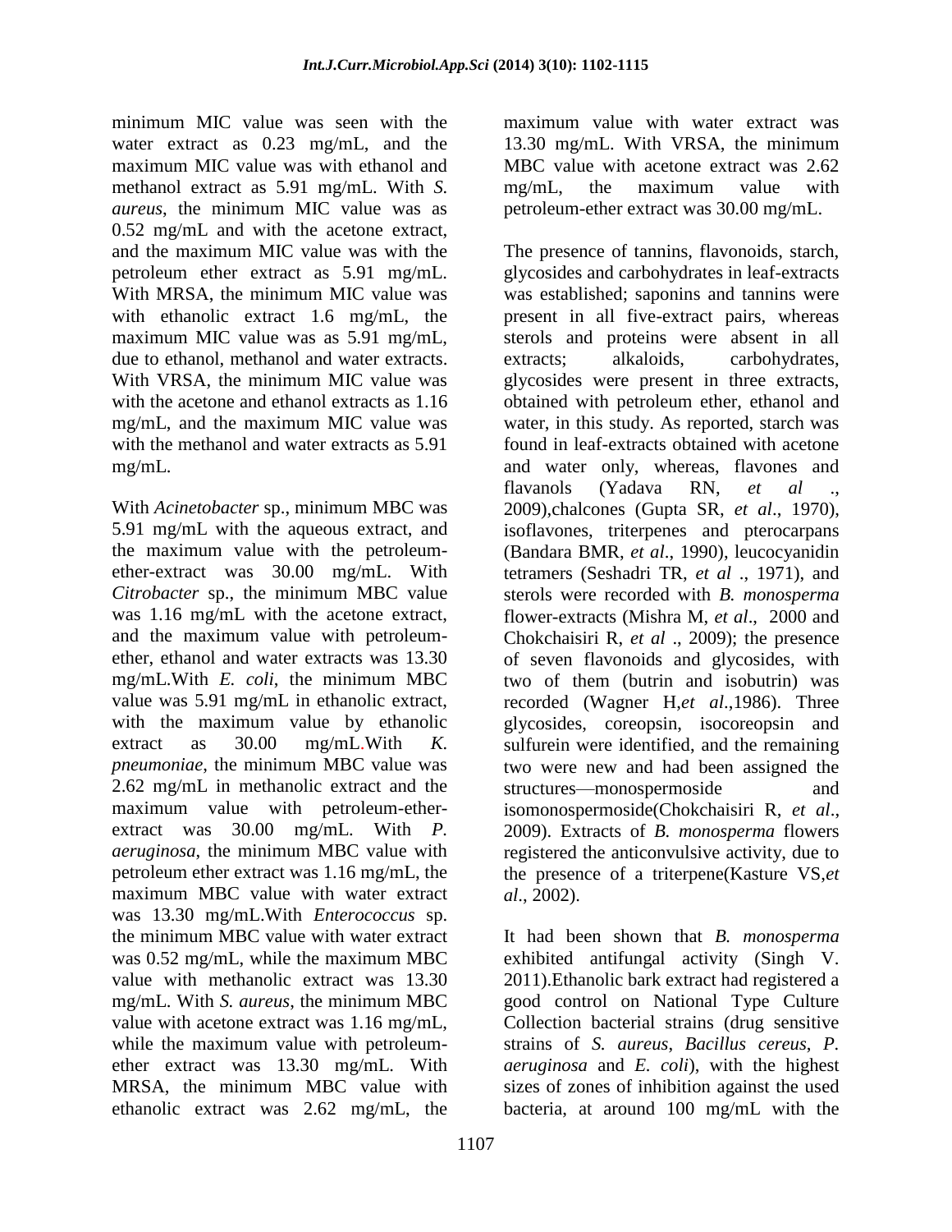minimum MIC value was seen with the water extract as 0.23 mg/mL, and the maximum MIC value was with ethanol and methanol extract as 5.91 mg/mL. With *S. aureus*, the minimum MIC value was as 0.52 mg/mL and with the acetone extract, and the maximum MIC value was with the petroleum ether extract as 5.91 mg/mL. With MRSA, the minimum MIC value was with ethanolic extract 1.6 mg/mL, the maximum MIC value was as 5.91 mg/mL, due to ethanol, methanol and water extracts. With VRSA, the minimum MIC value was with the acetone and ethanol extracts as 1.16 mg/mL, and the maximum MIC value was with the methanol and water extracts as 5.91 mg/mL.

With *Acinetobacter* sp., minimum MBC was 5.91 mg/mL with the aqueous extract, and the maximum value with the petroleum-ether-extract was 30.00 mg/mL. With *Citrobacter* sp., the minimum MBC value was 1.16 mg/mL with the acetone extract, and the maximum value with petroleum-ether, ethanol and water extracts was 13.30 mg/mL.With *E. coli*, the minimum MBC value was 5.91 mg/mL in ethanolic extract, with the maximum value by ethanolic extract as 30.00 mg/mL.With *K. pneumoniae*, the minimum MBC value was 2.62 mg/mL in methanolic extract and the maximum value with petroleum-ether-extract was 30.00 mg/mL. With *P. aeruginosa*, the minimum MBC value with petroleum ether extract was 1.16 mg/mL, the maximum MBC value with water extract was 13.30 mg/mL.With *Enterococcus* sp. the minimum MBC value with water extract was 0.52 mg/mL, while the maximum MBC value with methanolic extract was 13.30 mg/mL. With *S. aureus*, the minimum MBC value with acetone extract was 1.16 mg/mL, while the maximum value with petroleum-ether extract was 13.30 mg/mL. With MRSA, the minimum MBC value with ethanolic extract was 2.62 mg/mL, the maximum value with water extract was 13.30 mg/mL. With VRSA, the minimum MBC value with acetone extract was 2.62 mg/mL, the maximum value with petroleum-ether extract was 30.00 mg/mL.

The presence of tannins, flavonoids, starch, glycosides and carbohydrates in leaf-extracts was established; saponins and tannins were present in all five-extract pairs, whereas sterols and proteins were absent in all extracts; alkaloids, carbohydrates, glycosides were present in three extracts, obtained with petroleum ether, ethanol and water, in this study. As reported, starch was found in leaf-extracts obtained with acetone and water only, whereas, flavones and flavanols (Yadava RN, *et al* ., 2009),chalcones (Gupta SR, *et al*., 1970), isoflavones, triterpenes and pterocarpans (Bandara BMR, *et al*., 1990), leucocyanidin tetramers (Seshadri TR, *et al* ., 1971), and sterols were recorded with *B. monosperma* flower-extracts (Mishra M, *et al*., 2000 and Chokchaisiri R, *et al* ., 2009); the presence of seven flavonoids and glycosides, with two of them (butrin and isobutrin) was recorded (Wagner H,*et al*.,1986). Three glycosides, coreopsin, isocoreopsin and sulfurein were identified, and the remaining two were new and had been assigned the structures—monospermoside and isomonospermoside(Chokchaisiri R, *et al*., 2009). Extracts of *B. monosperma* flowers registered the anticonvulsive activity, due to the presence of a triterpene(Kasture VS,*et al*., 2002).

It had been shown that *B. monosperma* exhibited antifungal activity (Singh V. 2011).Ethanolic bark extract had registered a good control on National Type Culture Collection bacterial strains (drug sensitive strains of *S. aureus*, *Bacillus cereus*, *P. aeruginosa* and *E. coli*), with the highest sizes of zones of inhibition against the used bacteria, at around 100 mg/mL with the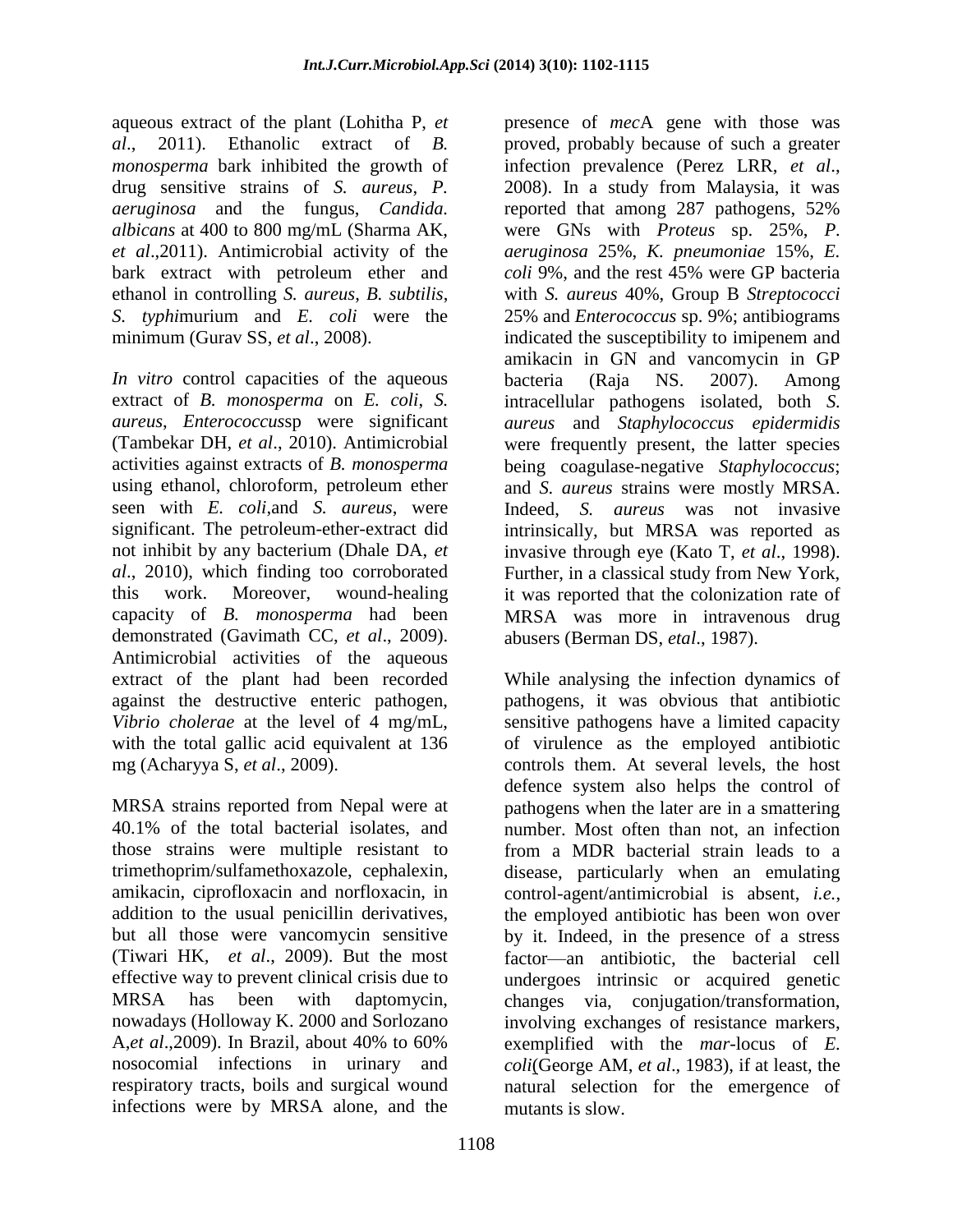aqueous extract of the plant (Lohitha P, *et al*., 2011). Ethanolic extract of *B. monosperma* bark inhibited the growth of drug sensitive strains of *S. aureus*, *P. aeruginosa* and the fungus, *Candida. albicans* at 400 to 800 mg/mL (Sharma AK, *et al*.,2011). Antimicrobial activity of the bark extract with petroleum ether and ethanol in controlling *S. aureus*, *B. subtilis*, *S. typhi*murium and *E. coli* were the minimum (Gurav SS, *et al*., 2008).

*In vitro* control capacities of the aqueous extract of *B. monosperma* on *E. coli*, *S. aureus*, *Enterococcus*sp were significant (Tambekar DH, *et al*., 2010). Antimicrobial activities against extracts of *B. monosperma* using ethanol, chloroform, petroleum ether seen with *E. coli*,and *S. aureus*, were significant. The petroleum-ether-extract did not inhibit by any bacterium (Dhale DA, *et al*., 2010), which finding too corroborated this work. Moreover, wound-healing capacity of *B. monosperma* had been demonstrated (Gavimath CC, *et al*., 2009). Antimicrobial activities of the aqueous extract of the plant had been recorded against the destructive enteric pathogen, *Vibrio cholerae* at the level of 4 mg/mL, with the total gallic acid equivalent at 136 mg (Acharyya S, *et al*., 2009).

MRSA strains reported from Nepal were at 40.1% of the total bacterial isolates, and those strains were multiple resistant to trimethoprim/sulfamethoxazole, cephalexin, amikacin, ciprofloxacin and norfloxacin, in addition to the usual penicillin derivatives, but all those were vancomycin sensitive (Tiwari HK, *et al*., 2009). But the most effective way to prevent clinical crisis due to MRSA has been with daptomycin, nowadays (Holloway K. 2000 and Sorlozano A,*et al*.,2009). In Brazil, about 40% to 60% nosocomial infections in urinary and respiratory tracts, boils and surgical wound infections were by MRSA alone, and the presence of *mec*A gene with those was proved, probably because of such a greater infection prevalence (Perez LRR, *et al*., 2008). In a study from Malaysia, it was reported that among 287 pathogens, 52% were GNs with *Proteus* sp. 25%, *P. aeruginosa* 25%, *K. pneumoniae* 15%, *E. coli* 9%, and the rest 45% were GP bacteria with *S. aureus* 40%, Group B *Streptococci* 25% and *Enterococcus* sp. 9%; antibiograms indicated the susceptibility to imipenem and amikacin in GN and vancomycin in GP bacteria (Raja NS. 2007). Among intracellular pathogens isolated, both *S. aureus* and *Staphylococcus epidermidis* were frequently present, the latter species being coagulase-negative *Staphylococcus*; and *S. aureus* strains were mostly MRSA. Indeed, *S. aureus* was not invasive intrinsically, but MRSA was reported as invasive through eye (Kato T, *et al*., 1998). Further, in a classical study from New York, it was reported that the colonization rate of MRSA was more in intravenous drug abusers (Berman DS, *etal*., 1987).

While analysing the infection dynamics of pathogens, it was obvious that antibiotic sensitive pathogens have a limited capacity of virulence as the employed antibiotic controls them. At several levels, the host defence system also helps the control of pathogens when the later are in a smattering number. Most often than not, an infection from a MDR bacterial strain leads to a disease, particularly when an emulating control-agent/antimicrobial is absent, *i.e.*, the employed antibiotic has been won over by it. Indeed, in the presence of a stress factor—an antibiotic, the bacterial cell undergoes intrinsic or acquired genetic changes via, conjugation/transformation, involving exchanges of resistance markers, exemplified with the *mar*-locus of *E. coli*(George AM, *et al*., 1983), if at least, the natural selection for the emergence of mutants is slow.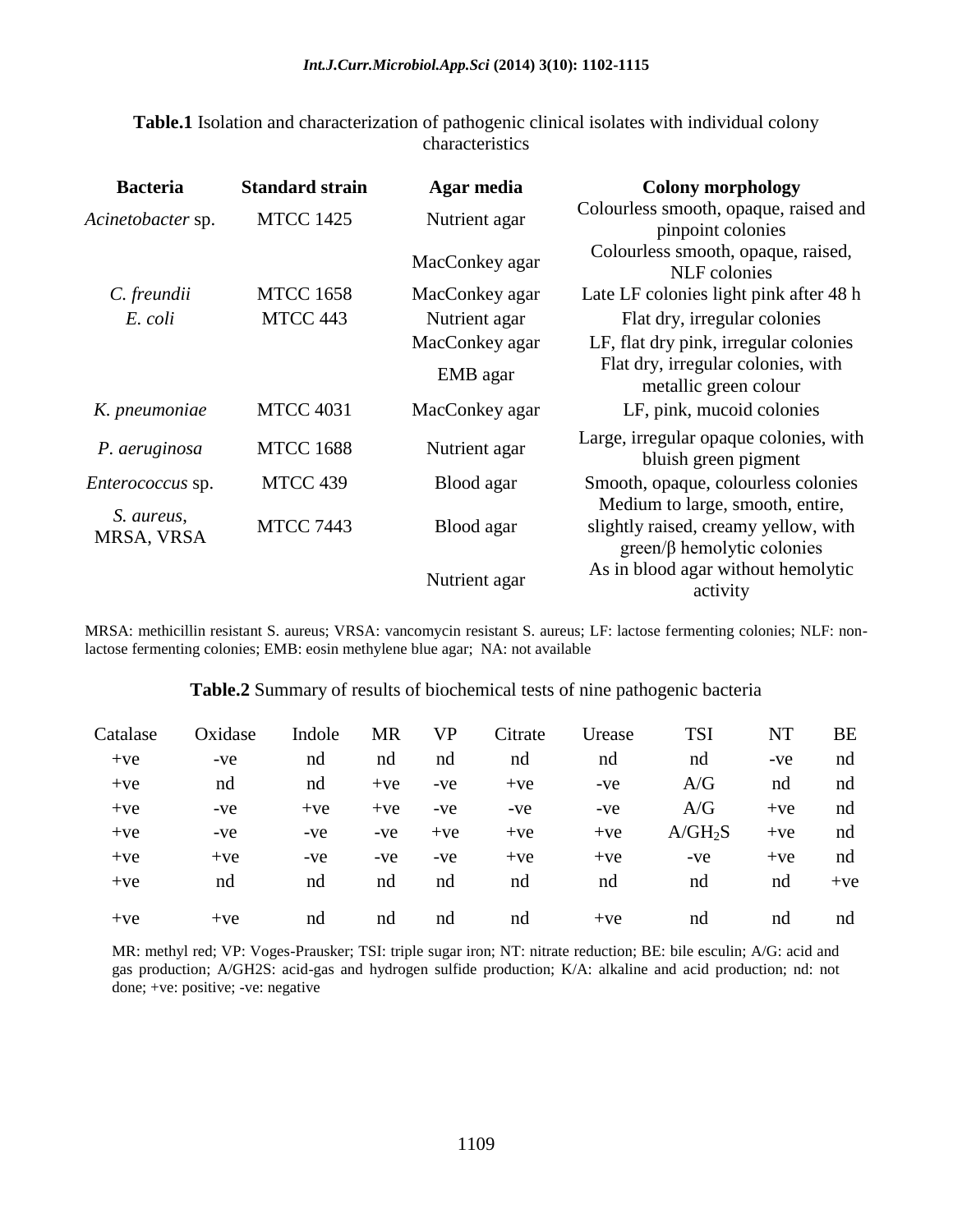**Table.1** Isolation and characterization of pathogenic clinical isolates with individual colony characteristics

| Bacteria | Standard strain | Agar media | Colony morphology |
|---|---|---|---|
| *Acinetobacter* sp. | MTCC 1425 | Nutrient agar | Colourless smooth, opaque, raised and pinpoint colonies |
| | | MacConkey agar | Colourless smooth, opaque, raised, NLF colonies |
| *C. freundii* | MTCC 1658 | MacConkey agar | Late LF colonies light pink after 48 h |
| *E. coli* | MTCC 443 | Nutrient agar | Flat dry, irregular colonies |
| | | MacConkey agar | LF, flat dry pink, irregular colonies |
| | | EMB agar | Flat dry, irregular colonies, with metallic green colour |
| *K. pneumoniae* | MTCC 4031 | MacConkey agar | LF, pink, mucoid colonies |
| *P. aeruginosa* | MTCC 1688 | Nutrient agar | Large, irregular opaque colonies, with bluish green pigment |
| *Enterococcus* sp. | MTCC 439 | Blood agar | Smooth, opaque, colourless colonies |
| *S. aureus*, MRSA, VRSA | MTCC 7443 | Blood agar | Medium to large, smooth, entire, slightly raised, creamy yellow, with green/β hemolytic colonies |
| | | Nutrient agar | As in blood agar without hemolytic activity |

MRSA: methicillin resistant S. aureus; VRSA: vancomycin resistant S. aureus; LF: lactose fermenting colonies; NLF: non-lactose fermenting colonies; EMB: eosin methylene blue agar; NA: not available

**Table.2** Summary of results of biochemical tests of nine pathogenic bacteria

| Catalase | Oxidase | Indole | MR | VP | Citrate | Urease | TSI | NT | BE |
|---|---|---|---|---|---|---|---|---|---|
| +ve | -ve | nd | nd | nd | nd | nd | nd | -ve | nd |
| +ve | nd | nd | +ve | -ve | +ve | -ve | A/G | nd | nd |
| +ve | -ve | +ve | +ve | -ve | -ve | -ve | A/G | +ve | nd |
| +ve | -ve | -ve | -ve | +ve | +ve | +ve | A/G$H_2$S | +ve | nd |
| +ve | +ve | -ve | -ve | -ve | +ve | +ve | -ve | +ve | nd |
| +ve | nd | nd | nd | nd | nd | nd | nd | nd | +ve |
| +ve | +ve | nd | nd | nd | nd | +ve | nd | nd | nd |

MR: methyl red; VP: Voges-Prausker; TSI: triple sugar iron; NT: nitrate reduction; BE: bile esculin; A/G: acid and gas production; A/GH2S: acid-gas and hydrogen sulfide production; K/A: alkaline and acid production; nd: not done; +ve: positive; -ve: negative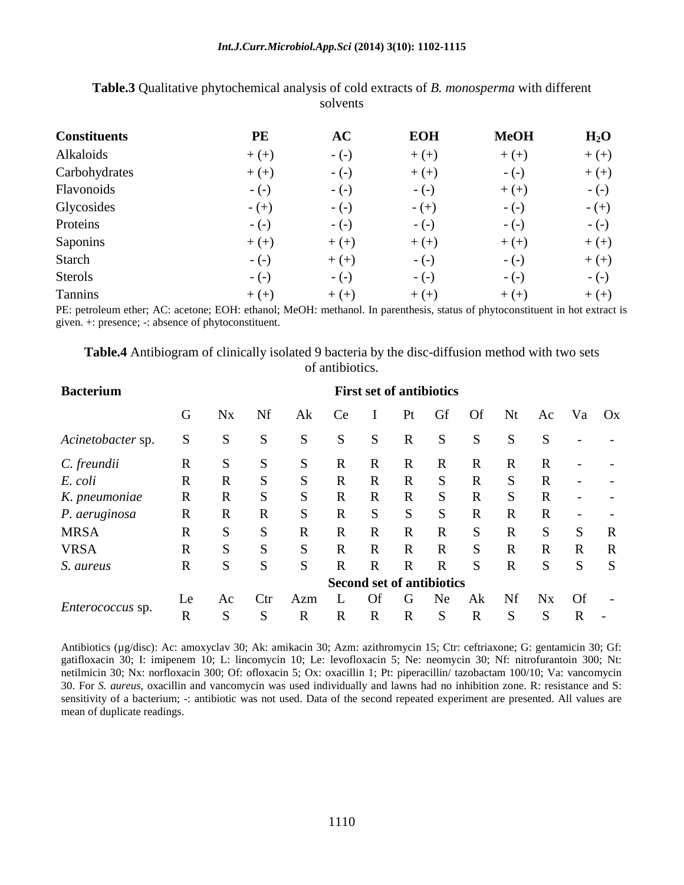**Table.3** Qualitative phytochemical analysis of cold extracts of *B. monosperma* with different solvents

| Constituents | PE | AC | EOH | MeOH | $H_2O$ |
|---|---|---|---|---|---|
| Alkaloids | + (+) | - (-) | + (+) | + (+) | + (+) |
| Carbohydrates | + (+) | - (-) | + (+) | - (-) | + (+) |
| Flavonoids | - (-) | - (-) | - (-) | + (+) | - (-) |
| Glycosides | - (+) | - (-) | - (+) | - (-) | - (+) |
| Proteins | - (-) | - (-) | - (-) | - (-) | - (-) |
| Saponins | + (+) | + (+) | + (+) | + (+) | + (+) |
| Starch | - (-) | + (+) | - (-) | - (-) | + (+) |
| Sterols | - (-) | - (-) | - (-) | - (-) | - (-) |
| Tannins | + (+) | + (+) | + (+) | + (+) | + (+) |

PE: petroleum ether; AC: acetone; EOH: ethanol; MeOH: methanol. In parenthesis, status of phytoconstituent in hot extract is given. +: presence; -: absence of phytoconstituent.

**Table.4** Antibiogram of clinically isolated 9 bacteria by the disc-diffusion method with two sets of antibiotics.

| Bacterium | First set of antibiotics | | | | | | | | | | | | |
|---|---|---|---|---|---|---|---|---|---|---|---|---|---|
| | G | Nx | Nf | Ak | Ce | I | Pt | Gf | Of | Nt | Ac | Va | Ox |
| *Acinetobacter* sp. | S | S | S | S | S | S | R | S | S | S | S | - | - |
| *C. freundii* | R | S | S | S | R | R | R | R | R | R | R | - | - |
| *E. coli* | R | R | S | S | R | R | R | S | R | S | R | - | - |
| *K. pneumoniae* | R | R | S | S | R | R | R | S | R | S | R | - | - |
| *P. aeruginosa* | R | R | R | S | R | S | S | S | R | R | R | - | - |
| MRSA | R | S | S | R | R | R | R | R | S | R | S | S | R |
| VRSA | R | S | S | S | R | R | R | R | S | R | R | R | R |
| *S. aureus* | R | S | S | S | R | R | R | R | S | R | S | S | S |
| | **Second set of antibiotics** | | | | | | | | | | | | |
| | Le | Ac | Ctr | Azm | L | Of | G | Ne | Ak | Nf | Nx | Of | - |
| *Enterococcus* sp. | R | S | S | R | R | R | R | S | R | S | S | R | - |

Antibiotics (µg/disc): Ac: amoxyclav 30; Ak: amikacin 30; Azm: azithromycin 15; Ctr: ceftriaxone; G: gentamicin 30; Gf: gatifloxacin 30; I: imipenem 10; L: lincomycin 10; Le: levofloxacin 5; Ne: neomycin 30; Nf: nitrofurantoin 300; Nt: netilmicin 30; Nx: norfloxacin 300; Of: ofloxacin 5; Ox: oxacillin 1; Pt: piperacillin/ tazobactam 100/10; Va: vancomycin 30. For *S. aureus,* oxacillin and vancomycin was used individually and lawns had no inhibition zone. R: resistance and S: sensitivity of a bacterium; -: antibiotic was not used. Data of the second repeated experiment are presented. All values are mean of duplicate readings.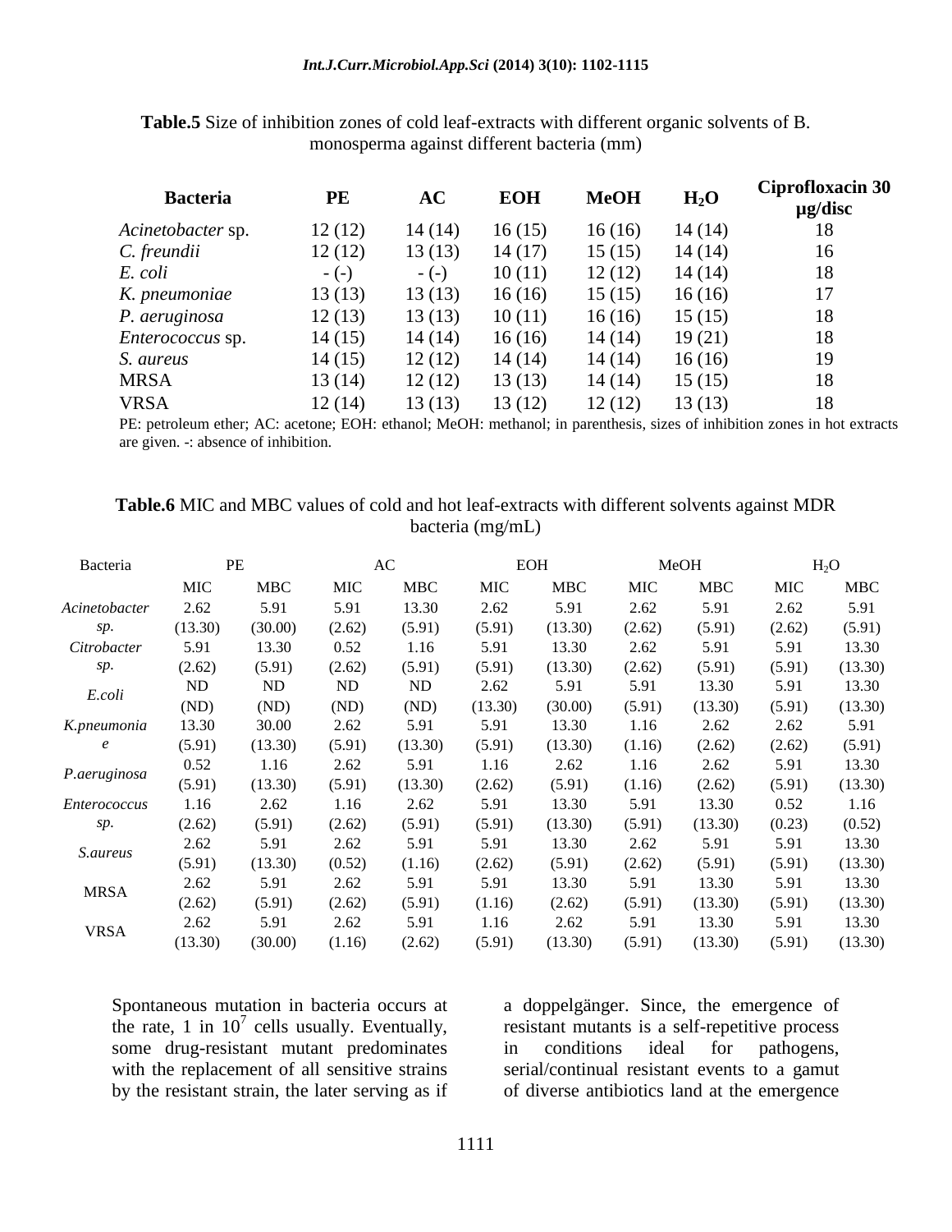**Table.5** Size of inhibition zones of cold leaf-extracts with different organic solvents of B. monosperma against different bacteria (mm)

| Bacteria | PE | AC | EOH | MeOH | $H_2O$ | Ciprofloxacin 30 µg/disc |
|---|---|---|---|---|---|---|
| *Acinetobacter* sp. | 12 (12) | 14 (14) | 16 (15) | 16 (16) | 14 (14) | 18 |
| *C. freundii* | 12 (12) | 13 (13) | 14 (17) | 15 (15) | 14 (14) | 16 |
| *E. coli* | - (-) | - (-) | 10 (11) | 12 (12) | 14 (14) | 18 |
| *K. pneumoniae* | 13 (13) | 13 (13) | 16 (16) | 15 (15) | 16 (16) | 17 |
| *P. aeruginosa* | 12 (13) | 13 (13) | 10 (11) | 16 (16) | 15 (15) | 18 |
| *Enterococcus* sp. | 14 (15) | 14 (14) | 16 (16) | 14 (14) | 19 (21) | 18 |
| *S. aureus* | 14 (15) | 12 (12) | 14 (14) | 14 (14) | 16 (16) | 19 |
| MRSA | 13 (14) | 12 (12) | 13 (13) | 14 (14) | 15 (15) | 18 |
| VRSA | 12 (14) | 13 (13) | 13 (12) | 12 (12) | 13 (13) | 18 |

PE: petroleum ether; AC: acetone; EOH: ethanol; MeOH: methanol; in parenthesis, sizes of inhibition zones in hot extracts are given. -: absence of inhibition.

**Table.6** MIC and MBC values of cold and hot leaf-extracts with different solvents against MDR bacteria (mg/mL)

| Bacteria | PE | | AC | | EOH | | MeOH | | $H_2O$ | |
|---|---|---|---|---|---|---|---|---|---|---|
| | MIC | MBC | MIC | MBC | MIC | MBC | MIC | MBC | MIC | MBC |
| *Acinetobacter sp.* | 2.62 (13.30) | 5.91 (30.00) | 5.91 (2.62) | 13.30 (5.91) | 2.62 (5.91) | 5.91 (13.30) | 2.62 (2.62) | 5.91 (5.91) | 2.62 (2.62) | 5.91 (5.91) |
| *Citrobacter sp.* | 5.91 (2.62) | 13.30 (5.91) | 0.52 (2.62) | 1.16 (5.91) | 5.91 (5.91) | 13.30 (13.30) | 2.62 (2.62) | 5.91 (5.91) | 5.91 (5.91) | 13.30 (13.30) |
| *E.coli* | ND (ND) | ND (ND) | ND (ND) | ND (ND) | 2.62 (13.30) | 5.91 (30.00) | 5.91 (5.91) | 13.30 (13.30) | 5.91 (5.91) | 13.30 (13.30) |
| *K.pneumoniae* | 13.30 (5.91) | 30.00 (13.30) | 2.62 (5.91) | 5.91 (13.30) | 5.91 (5.91) | 13.30 (13.30) | 1.16 (1.16) | 2.62 (2.62) | 2.62 (2.62) | 5.91 (5.91) |
| *P.aeruginosa* | 0.52 (5.91) | 1.16 (13.30) | 2.62 (5.91) | 5.91 (13.30) | 1.16 (2.62) | 2.62 (5.91) | 1.16 (1.16) | 2.62 (2.62) | 5.91 (5.91) | 13.30 (13.30) |
| *Enterococcus sp.* | 1.16 (2.62) | 2.62 (5.91) | 1.16 (2.62) | 2.62 (5.91) | 5.91 (5.91) | 13.30 (13.30) | 5.91 (5.91) | 13.30 (13.30) | 0.52 (0.23) | 1.16 (0.52) |
| *S.aureus* | 2.62 (5.91) | 5.91 (13.30) | 2.62 (0.52) | 5.91 (1.16) | 5.91 (2.62) | 13.30 (5.91) | 2.62 (2.62) | 5.91 (5.91) | 5.91 (5.91) | 13.30 (13.30) |
| MRSA | 2.62 (2.62) | 5.91 (5.91) | 2.62 (2.62) | 5.91 (5.91) | 5.91 (1.16) | 13.30 (2.62) | 5.91 (5.91) | 13.30 (13.30) | 5.91 (5.91) | 13.30 (13.30) |
| VRSA | 2.62 (13.30) | 5.91 (30.00) | 2.62 (1.16) | 5.91 (2.62) | 1.16 (5.91) | 2.62 (13.30) | 5.91 (5.91) | 13.30 (13.30) | 5.91 (5.91) | 13.30 (13.30) |

Spontaneous mutation in bacteria occurs at the rate, 1 in $10^7$ cells usually. Eventually, some drug-resistant mutant predominates with the replacement of all sensitive strains by the resistant strain, the later serving as if a doppelgänger. Since, the emergence of resistant mutants is a self-repetitive process in conditions ideal for pathogens, serial/continual resistant events to a gamut of diverse antibiotics land at the emergence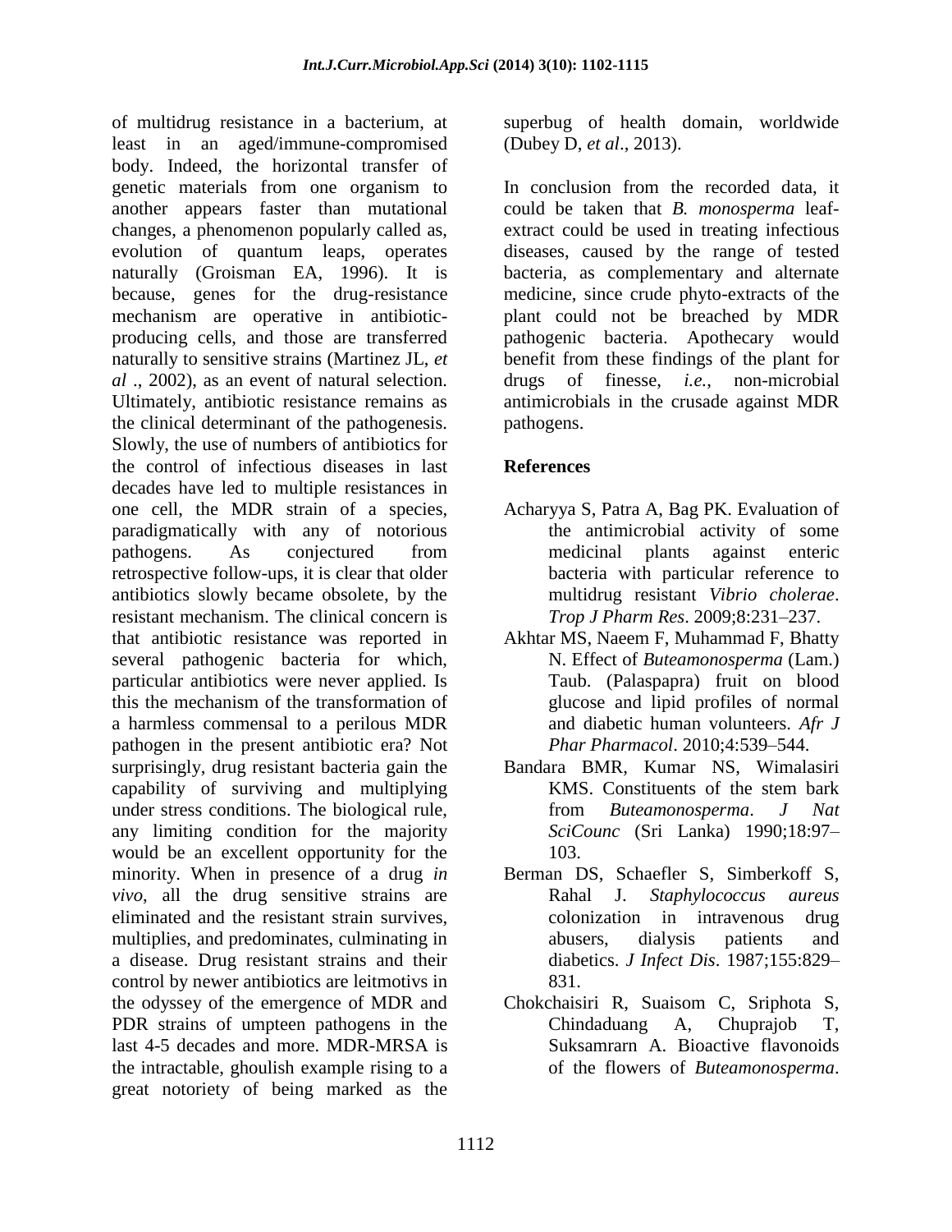of multidrug resistance in a bacterium, at least in an aged/immune-compromised body. Indeed, the horizontal transfer of genetic materials from one organism to another appears faster than mutational changes, a phenomenon popularly called as, evolution of quantum leaps, operates naturally (Groisman EA, 1996). It is because, genes for the drug-resistance mechanism are operative in antibiotic-producing cells, and those are transferred naturally to sensitive strains (Martinez JL, *et al* ., 2002), as an event of natural selection. Ultimately, antibiotic resistance remains as the clinical determinant of the pathogenesis. Slowly, the use of numbers of antibiotics for the control of infectious diseases in last decades have led to multiple resistances in one cell, the MDR strain of a species, paradigmatically with any of notorious pathogens. As conjectured from retrospective follow-ups, it is clear that older antibiotics slowly became obsolete, by the resistant mechanism. The clinical concern is that antibiotic resistance was reported in several pathogenic bacteria for which, particular antibiotics were never applied. Is this the mechanism of the transformation of a harmless commensal to a perilous MDR pathogen in the present antibiotic era? Not surprisingly, drug resistant bacteria gain the capability of surviving and multiplying under stress conditions. The biological rule, any limiting condition for the majority would be an excellent opportunity for the minority. When in presence of a drug *in vivo*, all the drug sensitive strains are eliminated and the resistant strain survives, multiplies, and predominates, culminating in a disease. Drug resistant strains and their control by newer antibiotics are leitmotivs in the odyssey of the emergence of MDR and PDR strains of umpteen pathogens in the last 4-5 decades and more. MDR-MRSA is the intractable, ghoulish example rising to a great notoriety of being marked as the superbug of health domain, worldwide (Dubey D, *et al*., 2013).

In conclusion from the recorded data, it could be taken that *B. monosperma* leaf-extract could be used in treating infectious diseases, caused by the range of tested bacteria, as complementary and alternate medicine, since crude phyto-extracts of the plant could not be breached by MDR pathogenic bacteria. Apothecary would benefit from these findings of the plant for drugs of finesse, *i.e.*, non-microbial antimicrobials in the crusade against MDR pathogens.

## References

- Acharyya S, Patra A, Bag PK. Evaluation of the antimicrobial activity of some medicinal plants against enteric bacteria with particular reference to multidrug resistant *Vibrio cholerae*. *Trop J Pharm Res*. 2009;8:231–237.
- Akhtar MS, Naeem F, Muhammad F, Bhatty N. Effect of *Buteamonosperma* (Lam.) Taub. (Palaspapra) fruit on blood glucose and lipid profiles of normal and diabetic human volunteers. *Afr J Phar Pharmacol*. 2010;4:539–544.
- Bandara BMR, Kumar NS, Wimalasiri KMS. Constituents of the stem bark from *Buteamonosperma*. *J Nat SciCounc* (Sri Lanka) 1990;18:97–103.
- Berman DS, Schaefler S, Simberkoff S, Rahal J. *Staphylococcus aureus* colonization in intravenous drug abusers, dialysis patients and diabetics. *J Infect Dis*. 1987;155:829–831.
- Chokchaisiri R, Suaisom C, Sriphota S, Chindaduang A, Chuprajob T, Suksamrarn A. Bioactive flavonoids of the flowers of *Buteamonosperma*.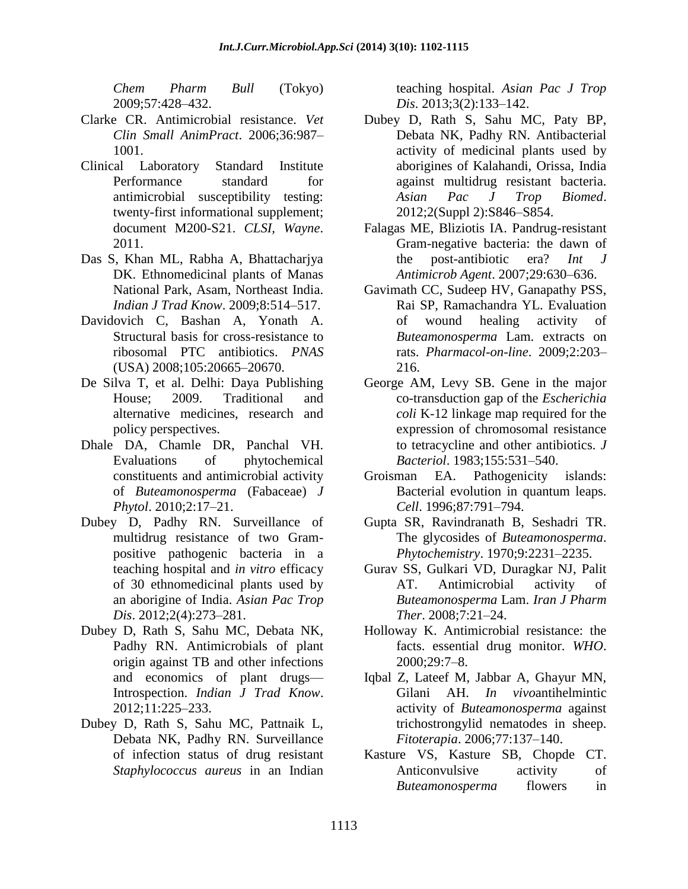*Chem Pharm Bull* (Tokyo) 2009;57:428–432.

Clarke CR. Antimicrobial resistance. *Vet Clin Small AnimPract*. 2006;36:987–1001.

Clinical Laboratory Standard Institute Performance standard for antimicrobial susceptibility testing: twenty-first informational supplement; document M200-S21. *CLSI, Wayne*. 2011.

Das S, Khan ML, Rabha A, Bhattacharjya DK. Ethnomedicinal plants of Manas National Park, Asam, Northeast India. *Indian J Trad Know*. 2009;8:514–517.

Davidovich C, Bashan A, Yonath A. Structural basis for cross-resistance to ribosomal PTC antibiotics. *PNAS* (USA) 2008;105:20665–20670.

De Silva T, et al. Delhi: Daya Publishing House; 2009. Traditional and alternative medicines, research and policy perspectives.

Dhale DA, Chamle DR, Panchal VH. Evaluations of phytochemical constituents and antimicrobial activity of *Buteamonosperma* (Fabaceae) *J Phytol*. 2010;2:17–21.

Dubey D, Padhy RN. Surveillance of multidrug resistance of two Gram-positive pathogenic bacteria in a teaching hospital and *in vitro* efficacy of 30 ethnomedicinal plants used by an aborigine of India. *Asian Pac Trop Dis*. 2012;2(4):273–281.

Dubey D, Rath S, Sahu MC, Debata NK, Padhy RN. Antimicrobials of plant origin against TB and other infections and economics of plant drugs—Introspection. *Indian J Trad Know*. 2012;11:225–233.

Dubey D, Rath S, Sahu MC, Pattnaik L, Debata NK, Padhy RN. Surveillance of infection status of drug resistant *Staphylococcus aureus* in an Indian teaching hospital. *Asian Pac J Trop Dis*. 2013;3(2):133–142.

Dubey D, Rath S, Sahu MC, Paty BP, Debata NK, Padhy RN. Antibacterial activity of medicinal plants used by aborigines of Kalahandi, Orissa, India against multidrug resistant bacteria. *Asian Pac J Trop Biomed*. 2012;2(Suppl 2):S846–S854.

Falagas ME, Bliziotis IA. Pandrug-resistant Gram-negative bacteria: the dawn of the post-antibiotic era? *Int J Antimicrob Agent*. 2007;29:630–636.

Gavimath CC, Sudeep HV, Ganapathy PSS, Rai SP, Ramachandra YL. Evaluation of wound healing activity of *Buteamonosperma* Lam. extracts on rats. *Pharmacol-on-line*. 2009;2:203–216.

George AM, Levy SB. Gene in the major co-transduction gap of the *Escherichia coli* K-12 linkage map required for the expression of chromosomal resistance to tetracycline and other antibiotics. *J Bacteriol*. 1983;155:531–540.

Groisman EA. Pathogenicity islands: Bacterial evolution in quantum leaps. *Cell*. 1996;87:791–794.

Gupta SR, Ravindranath B, Seshadri TR. The glycosides of *Buteamonosperma*. *Phytochemistry*. 1970;9:2231–2235.

Gurav SS, Gulkari VD, Duragkar NJ, Palit AT. Antimicrobial activity of *Buteamonosperma* Lam. *Iran J Pharm Ther*. 2008;7:21–24.

Holloway K. Antimicrobial resistance: the facts. essential drug monitor. *WHO*. 2000;29:7–8.

Iqbal Z, Lateef M, Jabbar A, Ghayur MN, Gilani AH. *In vivo*antihelmintic activity of *Buteamonosperma* against trichostrongylid nematodes in sheep. *Fitoterapia*. 2006;77:137–140.

Kasture VS, Kasture SB, Chopde CT. Anticonvulsive activity of *Buteamonosperma* flowers in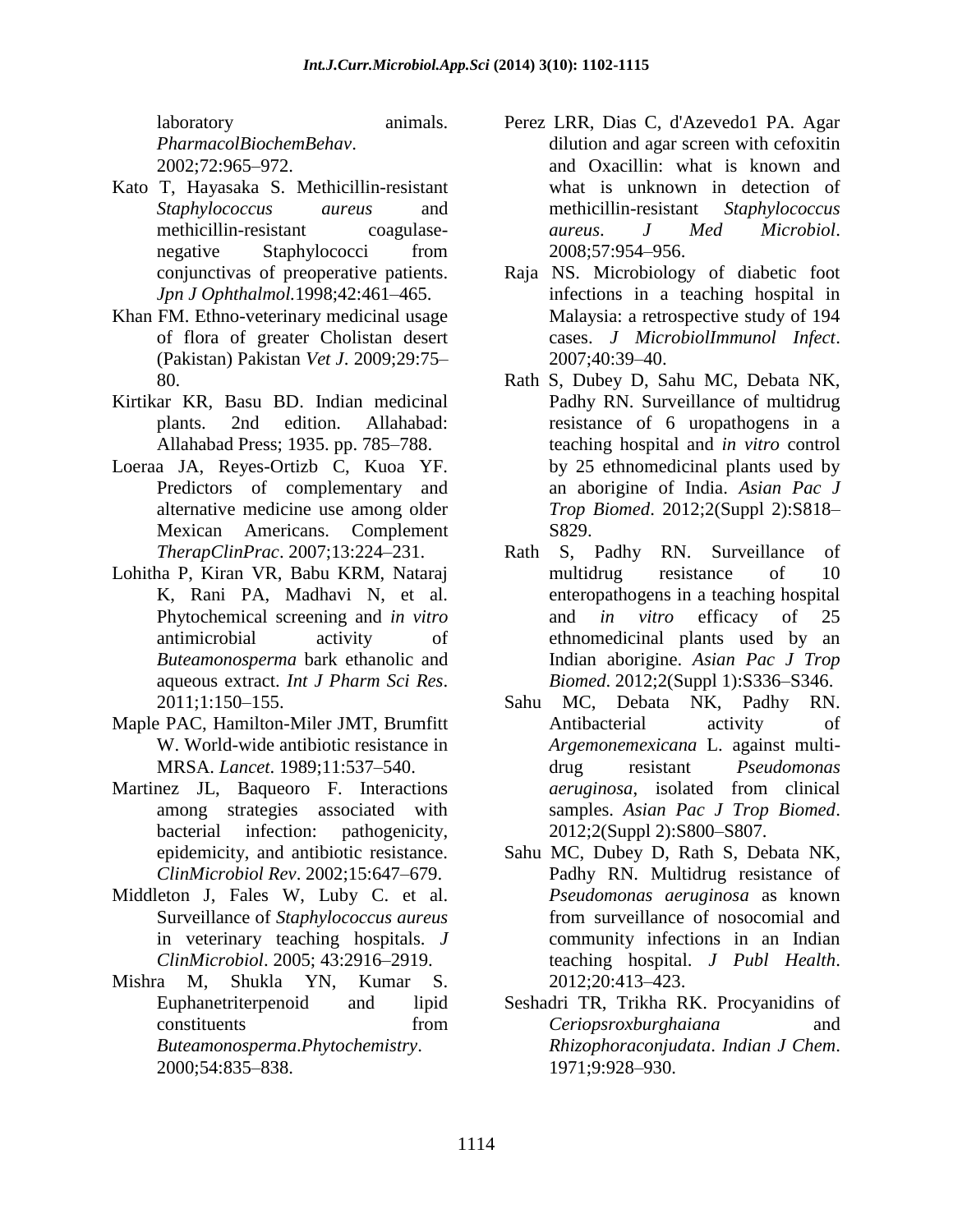laboratory animals. *PharmacolBiochemBehav*. 2002;72:965–972.

Kato T, Hayasaka S. Methicillin-resistant *Staphylococcus aureus* and methicillin-resistant coagulase-negative Staphylococci from conjunctivas of preoperative patients. *Jpn J Ophthalmol.*1998;42:461–465.

Khan FM. Ethno-veterinary medicinal usage of flora of greater Cholistan desert (Pakistan) Pakistan *Vet J*. 2009;29:75–80.

Kirtikar KR, Basu BD. Indian medicinal plants. 2nd edition. Allahabad: Allahabad Press; 1935. pp. 785–788.

Loeraa JA, Reyes-Ortizb C, Kuoa YF. Predictors of complementary and alternative medicine use among older Mexican Americans. Complement *TherapClinPrac*. 2007;13:224–231.

Lohitha P, Kiran VR, Babu KRM, Nataraj K, Rani PA, Madhavi N, et al. Phytochemical screening and *in vitro* antimicrobial activity of *Buteamonosperma* bark ethanolic and aqueous extract. *Int J Pharm Sci Res*. 2011;1:150–155.

Maple PAC, Hamilton-Miler JMT, Brumfitt W. World-wide antibiotic resistance in MRSA. *Lancet*. 1989;11:537–540.

Martinez JL, Baqueoro F. Interactions among strategies associated with bacterial infection: pathogenicity, epidemicity, and antibiotic resistance. *ClinMicrobiol Rev*. 2002;15:647–679.

Middleton J, Fales W, Luby C. et al. Surveillance of *Staphylococcus aureus* in veterinary teaching hospitals. *J ClinMicrobiol*. 2005; 43:2916–2919.

Mishra M, Shukla YN, Kumar S. Euphanetriterpenoid and lipid constituents from *Buteamonosperma*.*Phytochemistry*. 2000;54:835–838.

Perez LRR, Dias C, d'Azevedo1 PA. Agar dilution and agar screen with cefoxitin and Oxacillin: what is known and what is unknown in detection of methicillin-resistant *Staphylococcus aureus*. *J Med Microbiol*. 2008;57:954–956.

Raja NS. Microbiology of diabetic foot infections in a teaching hospital in Malaysia: a retrospective study of 194 cases. *J MicrobiolImmunol Infect*. 2007;40:39–40.

Rath S, Dubey D, Sahu MC, Debata NK, Padhy RN. Surveillance of multidrug resistance of 6 uropathogens in a teaching hospital and *in vitro* control by 25 ethnomedicinal plants used by an aborigine of India. *Asian Pac J Trop Biomed*. 2012;2(Suppl 2):S818–S829.

Rath S, Padhy RN. Surveillance of multidrug resistance of 10 enteropathogens in a teaching hospital and *in vitro* efficacy of 25 ethnomedicinal plants used by an Indian aborigine. *Asian Pac J Trop Biomed*. 2012;2(Suppl 1):S336–S346.

Sahu MC, Debata NK, Padhy RN. Antibacterial activity of *Argemonemexicana* L. against multi-drug resistant *Pseudomonas aeruginosa*, isolated from clinical samples. *Asian Pac J Trop Biomed*. 2012;2(Suppl 2):S800–S807.

Sahu MC, Dubey D, Rath S, Debata NK, Padhy RN. Multidrug resistance of *Pseudomonas aeruginosa* as known from surveillance of nosocomial and community infections in an Indian teaching hospital. *J Publ Health*. 2012;20:413–423.

Seshadri TR, Trikha RK. Procyanidins of *Ceriopsroxburghaiana* and *Rhizophoraconjudata*. *Indian J Chem*. 1971;9:928–930.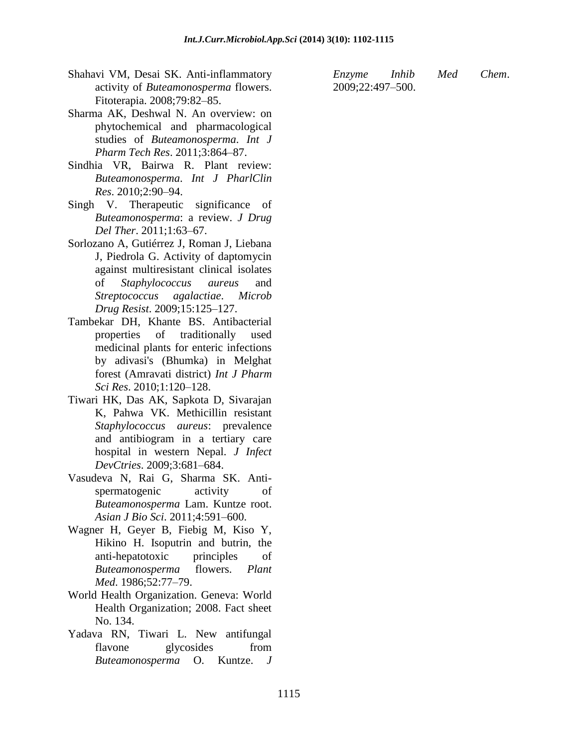Shahavi VM, Desai SK. Anti-inflammatory activity of *Buteamonosperma* flowers. Fitoterapia. 2008;79:82–85.

Sharma AK, Deshwal N. An overview: on phytochemical and pharmacological studies of *Buteamonosperma*. *Int J Pharm Tech Res*. 2011;3:864–87.

Sindhia VR, Bairwa R. Plant review: *Buteamonosperma*. *Int J PharlClin Res*. 2010;2:90–94.

Singh V. Therapeutic significance of *Buteamonosperma*: a review. *J Drug Del Ther*. 2011;1:63–67.

Sorlozano A, Gutiérrez J, Roman J, Liebana J, Piedrola G. Activity of daptomycin against multiresistant clinical isolates of *Staphylococcus aureus* and *Streptococcus agalactiae*. *Microb Drug Resist*. 2009;15:125–127.

Tambekar DH, Khante BS. Antibacterial properties of traditionally used medicinal plants for enteric infections by adivasi's (Bhumka) in Melghat forest (Amravati district) *Int J Pharm Sci Res*. 2010;1:120–128.

Tiwari HK, Das AK, Sapkota D, Sivarajan K, Pahwa VK. Methicillin resistant *Staphylococcus aureus*: prevalence and antibiogram in a tertiary care hospital in western Nepal. *J Infect DevCtries*. 2009;3:681–684.

Vasudeva N, Rai G, Sharma SK. Anti-spermatogenic activity of *Buteamonosperma* Lam. Kuntze root. *Asian J Bio Sci*. 2011;4:591–600.

Wagner H, Geyer B, Fiebig M, Kiso Y, Hikino H. Isoputrin and butrin, the anti-hepatotoxic principles of *Buteamonosperma* flowers. *Plant Med*. 1986;52:77–79.

World Health Organization. Geneva: World Health Organization; 2008. Fact sheet No. 134.

Yadava RN, Tiwari L. New antifungal flavone glycosides from *Buteamonosperma* O. Kuntze. *J Enzyme Inhib Med Chem*. 2009;22:497–500.